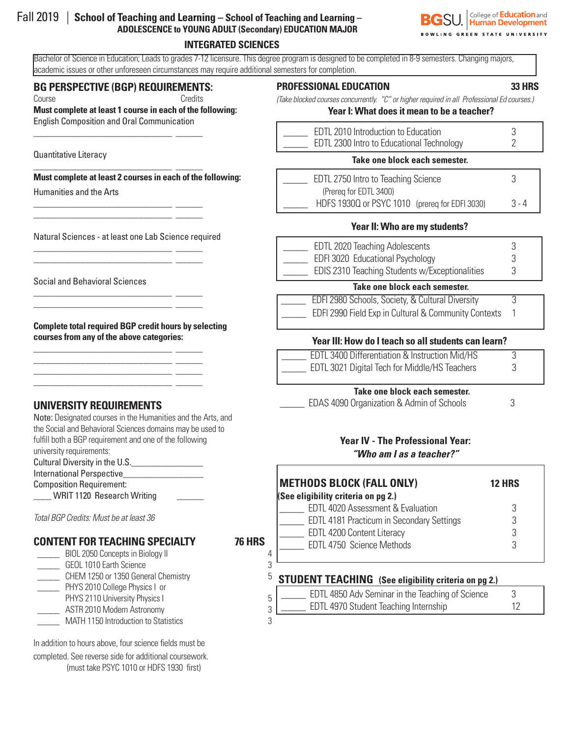Fall 2019 | **School of Teaching and Learning – School of Teaching and Learning – ADOLESCENCE to YOUNG ADULT (Secondary) EDUCATION MAJOR**

BGSU. College of Education and Human Development — BOWLING GREEN STATE UNIVERSITY

# INTEGRATED SCIENCES

Bachelor of Science in Education; Leads to grades 7-12 licensure. This degree program is designed to be completed in 8-9 semesters. Changing majors, academic issues or other unforeseen circumstances may require additional semesters for completion.

## BG PERSPECTIVE (BGP) REQUIREMENTS:

Course — Credits

**Must complete at least 1 course in each of the following:**

English Composition and Oral Communication

\_\_\_\_\_\_\_\_\_\_\_\_\_\_\_\_\_\_\_\_ \_\_\_\_\_\_

Quantitative Literacy

\_\_\_\_\_\_\_\_\_\_\_\_\_\_\_\_\_\_\_\_ \_\_\_\_\_\_

**Must complete at least 2 courses in each of the following:**

Humanities and the Arts

\_\_\_\_\_\_\_\_\_\_\_\_\_\_\_\_\_\_\_\_ \_\_\_\_\_\_
\_\_\_\_\_\_\_\_\_\_\_\_\_\_\_\_\_\_\_\_ \_\_\_\_\_\_

Natural Sciences - at least one Lab Science required

\_\_\_\_\_\_\_\_\_\_\_\_\_\_\_\_\_\_\_\_ \_\_\_\_\_\_
\_\_\_\_\_\_\_\_\_\_\_\_\_\_\_\_\_\_\_\_ \_\_\_\_\_\_

Social and Behavioral Sciences

\_\_\_\_\_\_\_\_\_\_\_\_\_\_\_\_\_\_\_\_ \_\_\_\_\_\_
\_\_\_\_\_\_\_\_\_\_\_\_\_\_\_\_\_\_\_\_ \_\_\_\_\_\_

**Complete total required BGP credit hours by selecting courses from any of the above categories:**

\_\_\_\_\_\_\_\_\_\_\_\_\_\_\_\_\_\_\_\_ \_\_\_\_\_\_
\_\_\_\_\_\_\_\_\_\_\_\_\_\_\_\_\_\_\_\_ \_\_\_\_\_\_
\_\_\_\_\_\_\_\_\_\_\_\_\_\_\_\_\_\_\_\_ \_\_\_\_\_\_
\_\_\_\_\_\_\_\_\_\_\_\_\_\_\_\_\_\_\_\_ \_\_\_\_\_\_

## UNIVERSITY REQUIREMENTS

Note: Designated courses in the Humanities and the Arts, and the Social and Behavioral Sciences domains may be used to fulfill both a BGP requirement and one of the following university requirements:

Cultural Diversity in the U.S.\_\_\_\_\_\_\_\_\_\_\_\_\_\_\_\_

International Perspective\_\_\_\_\_\_\_\_\_\_\_\_\_\_\_\_

Composition Requirement:

\_\_\_\_ WRIT 1120 Research Writing \_\_\_\_\_\_

*Total BGP Credits: Must be at least 36*

## CONTENT FOR TEACHING SPECIALTY — 76 HRS

| | Course | Credits |
|---|---|---|
| \_\_\_\_\_ | BIOL 2050 Concepts in Biology II | 4 |
| \_\_\_\_\_ | GEOL 1010 Earth Science | 3 |
| \_\_\_\_\_ | CHEM 1250 or 1350 General Chemistry | 5 |
| \_\_\_\_\_ | PHYS 2010 College Physics I or PHYS 2110 University Physics I | 5 |
| \_\_\_\_\_ | ASTR 2010 Modern Astronomy | 3 |
| \_\_\_\_\_ | MATH 1150 Introduction to Statistics | 3 |

In addition to hours above, four science fields must be completed. See reverse side for additional coursework. (must take PSYC 1010 or HDFS 1930 first)

## PROFESSIONAL EDUCATION — 33 HRS

*(Take blocked courses concurrently. "C" or higher required in all Professional Ed courses.)*

### Year I: What does it mean to be a teacher?

| | Course | Credits |
|---|---|---|
| \_\_\_\_\_ | EDTL 2010 Introduction to Education | 3 |
| \_\_\_\_\_ | EDTL 2300 Intro to Educational Technology | 2 |

**Take one block each semester.**

| | Course | Credits |
|---|---|---|
| \_\_\_\_\_ | EDTL 2750 Intro to Teaching Science (Prereq for EDTL 3400) | 3 |
| \_\_\_\_\_ | HDFS 1930Q or PSYC 1010 (prereq for EDFI 3030) | 3 - 4 |

### Year II: Who are my students?

| | Course | Credits |
|---|---|---|
| \_\_\_\_\_ | EDTL 2020 Teaching Adolescents | 3 |
| \_\_\_\_\_ | EDFI 3020 Educational Psychology | 3 |
| \_\_\_\_\_ | EDIS 2310 Teaching Students w/Exceptionalities | 3 |

**Take one block each semester.**

| | Course | Credits |
|---|---|---|
| \_\_\_\_\_ | EDFI 2980 Schools, Society, & Cultural Diversity | 3 |
| \_\_\_\_\_ | EDFI 2990 Field Exp in Cultural & Community Contexts | 1 |

### Year III: How do I teach so all students can learn?

| | Course | Credits |
|---|---|---|
| \_\_\_\_\_ | EDTL 3400 Differentiation & Instruction Mid/HS | 3 |
| \_\_\_\_\_ | EDTL 3021 Digital Tech for Middle/HS Teachers | 3 |

**Take one block each semester.**

| | Course | Credits |
|---|---|---|
| \_\_\_\_\_ | EDAS 4090 Organization & Admin of Schools | 3 |

### Year IV - The Professional Year: *"Who am I as a teacher?"*

**METHODS BLOCK (FALL ONLY) — 12 HRS**

**(See eligibility criteria on pg 2.)**

| | Course | Credits |
|---|---|---|
| \_\_\_\_\_ | EDTL 4020 Assessment & Evaluation | 3 |
| \_\_\_\_\_ | EDTL 4181 Practicum in Secondary Settings | 3 |
| \_\_\_\_\_ | EDTL 4200 Content Literacy | 3 |
| \_\_\_\_\_ | EDTL 4750 Science Methods | 3 |

**STUDENT TEACHING (See eligibility criteria on pg 2.)**

| | Course | Credits |
|---|---|---|
| \_\_\_\_\_ | EDTL 4850 Adv Seminar in the Teaching of Science | 3 |
| \_\_\_\_\_ | EDTL 4970 Student Teaching Internship | 12 |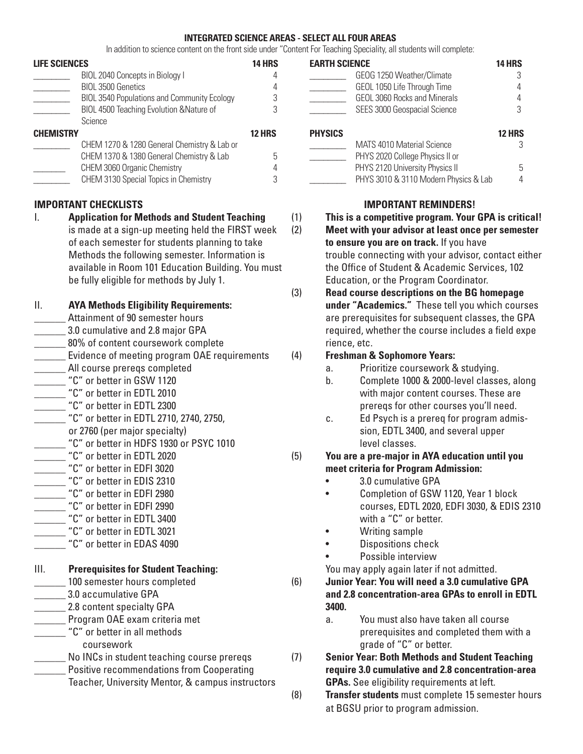## INTEGRATED SCIENCE AREAS - SELECT ALL FOUR AREAS

In addition to science content on the front side under "Content For Teaching Speciality, all students will complete:

| | LIFE SCIENCES | 14 HRS |
|---|---|---|
| ________ | BIOL 2040 Concepts in Biology I | 4 |
| ________ | BIOL 3500 Genetics | 4 |
| ________ | BIOL 3540 Populations and Community Ecology | 3 |
| ________ | BIOL 4500 Teaching Evolution &Nature of Science | 3 |

| | CHEMISTRY | 12 HRS |
|---|---|---|
| ________ | CHEM 1270 & 1280 General Chemistry & Lab or CHEM 1370 & 1380 General Chemistry & Lab | 5 |
| ________ | CHEM 3060 Organic Chemistry | 4 |
| ________ | CHEM 3130 Special Topics in Chemistry | 3 |

| | EARTH SCIENCE | 14 HRS |
|---|---|---|
| ________ | GEOG 1250 Weather/Climate | 3 |
| ________ | GEOL 1050 Life Through Time | 4 |
| ________ | GEOL 3060 Rocks and Minerals | 4 |
| ________ | SEES 3000 Geospacial Science | 3 |

| | PHYSICS | 12 HRS |
|---|---|---|
| ________ | MATS 4010 Material Science | 3 |
| ________ | PHYS 2020 College Physics II or PHYS 2120 University Physics II | 5 |
| ________ | PHYS 3010 & 3110 Modern Physics & Lab | 4 |

## IMPORTANT CHECKLISTS

I. **Application for Methods and Student Teaching** is made at a sign-up meeting held the FIRST week of each semester for students planning to take Methods the following semester. Information is available in Room 101 Education Building. You must be fully eligible for methods by July 1.

II. **AYA Methods Eligibility Requirements:**

- ______ Attainment of 90 semester hours
- ______ 3.0 cumulative and 2.8 major GPA
- ______ 80% of content coursework complete
- ______ Evidence of meeting program OAE requirements
- ______ All course prereqs completed
- ______ "C" or better in GSW 1120
- ______ "C" or better in EDTL 2010
- ______ "C" or better in EDTL 2300
- ______ "C" or better in EDTL 2710, 2740, 2750, or 2760 (per major specialty)
- ______ "C" or better in HDFS 1930 or PSYC 1010
- ______ "C" or better in EDTL 2020
- ______ "C" or better in EDFI 3020
- ______ "C" or better in EDIS 2310
- ______ "C" or better in EDFI 2980
- ______ "C" or better in EDFI 2990
- ______ "C" or better in EDTL 3400
- ______ "C" or better in EDTL 3021
- ______ "C" or better in EDAS 4090

III. **Prerequisites for Student Teaching:**

- ______ 100 semester hours completed
- ______ 3.0 accumulative GPA
- ______ 2.8 content specialty GPA
- ______ Program OAE exam criteria met
- ______ "C" or better in all methods coursework
- ______ No INCs in student teaching course prereqs
- ______ Positive recommendations from Cooperating Teacher, University Mentor, & campus instructors

## IMPORTANT REMINDERS!

(1) **This is a competitive program. Your GPA is critical!**

(2) **Meet with your advisor at least once per semester to ensure you are on track.** If you have trouble connecting with your advisor, contact either the Office of Student & Academic Services, 102 Education, or the Program Coordinator.

(3) **Read course descriptions on the BG homepage under "Academics."** These tell you which courses are prerequisites for subsequent classes, the GPA required, whether the course includes a field experience, etc.

(4) **Freshman & Sophomore Years:**

a. Prioritize coursework & studying.

b. Complete 1000 & 2000-level classes, along with major content courses. These are prereqs for other courses you'll need.

c. Ed Psych is a prereq for program admission, EDTL 3400, and several upper level classes.

(5) **You are a pre-major in AYA education until you meet criteria for Program Admission:**

- 3.0 cumulative GPA
- Completion of GSW 1120, Year 1 block courses, EDTL 2020, EDFI 3030, & EDIS 2310 with a "C" or better.
- Writing sample
- Dispositions check
- Possible interview

You may apply again later if not admitted.

(6) **Junior Year: You will need a 3.0 cumulative GPA and 2.8 concentration-area GPAs to enroll in EDTL 3400.**

a. You must also have taken all course prerequisites and completed them with a grade of "C" or better.

(7) **Senior Year: Both Methods and Student Teaching require 3.0 cumulative and 2.8 concentration-area GPAs.** See eligibility requirements at left.

(8) **Transfer students** must complete 15 semester hours at BGSU prior to program admission.